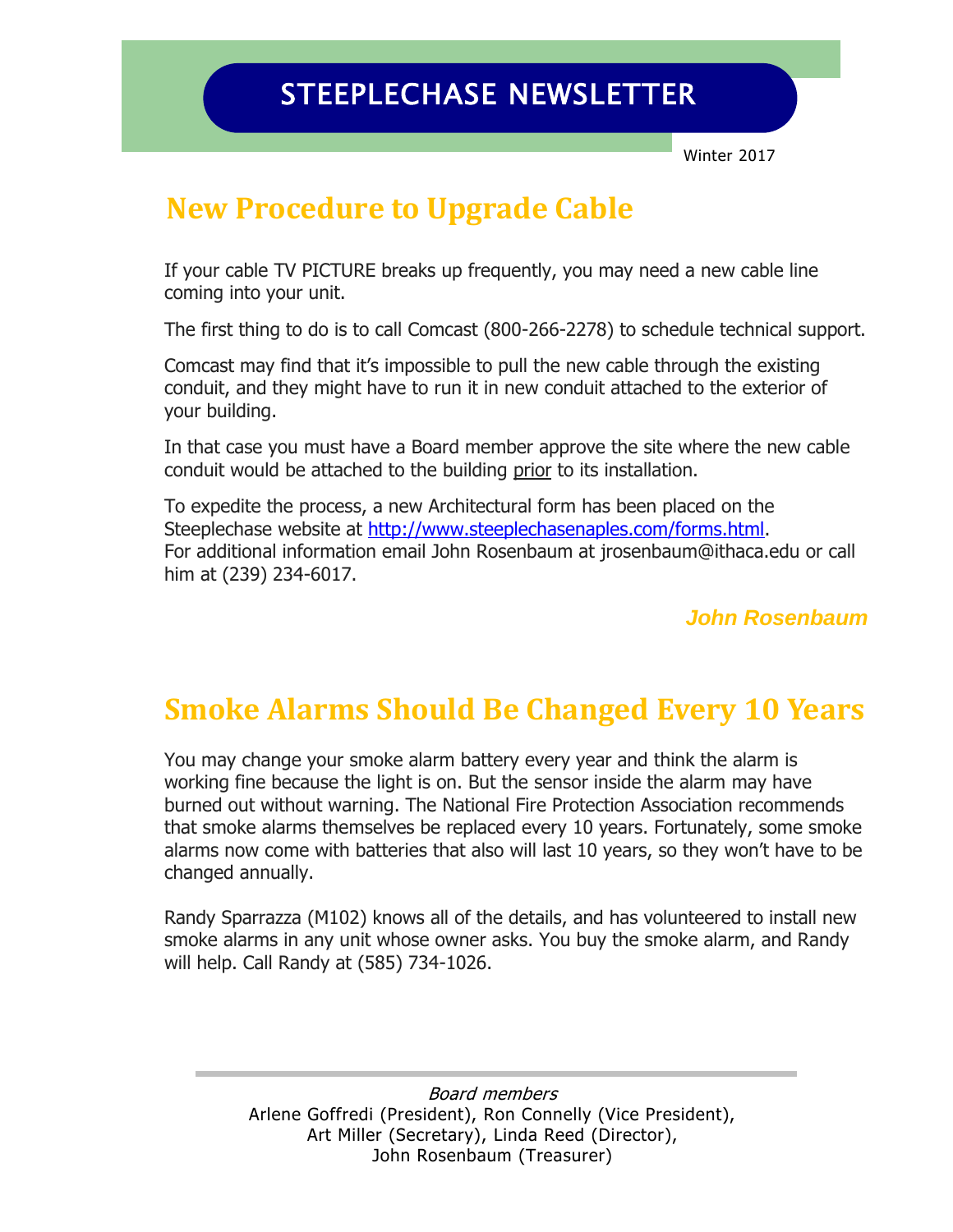# STEEPLECHASE NEWSLETTER

Winter 2017

## New Procedure to Upgrade Cable

If your cable TV PICTURE breaks up frequently, you may need a new cable line coming into your unit.

The first thing to do is to call Comcast (800-266-2278) to schedule technical support.

Comcast may find that it's impossible to pull the new cable through the existing conduit, and they might have to run it in new conduit attached to the exterior of your building.

In that case you must have a Board member approve the site where the new cable conduit would be attached to the building prior to its installation.

To expedite the process, a new Architectural form has been placed on the Steeplechase website at [http://www.steeplechasenaples.com/forms.html](http://www.steeplechasenaples.com/forms.html).
For additional information email John Rosenbaum at jrosenbaum@ithaca.edu or call him at (239) 234-6017.

***John Rosenbaum***

## Smoke Alarms Should Be Changed Every 10 Years

You may change your smoke alarm battery every year and think the alarm is working fine because the light is on. But the sensor inside the alarm may have burned out without warning. The National Fire Protection Association recommends that smoke alarms themselves be replaced every 10 years. Fortunately, some smoke alarms now come with batteries that also will last 10 years, so they won't have to be changed annually.

Randy Sparrazza (M102) knows all of the details, and has volunteered to install new smoke alarms in any unit whose owner asks. You buy the smoke alarm, and Randy will help. Call Randy at (585) 734-1026.

---

*Board members*
Arlene Goffredi (President), Ron Connelly (Vice President),
Art Miller (Secretary), Linda Reed (Director),
John Rosenbaum (Treasurer)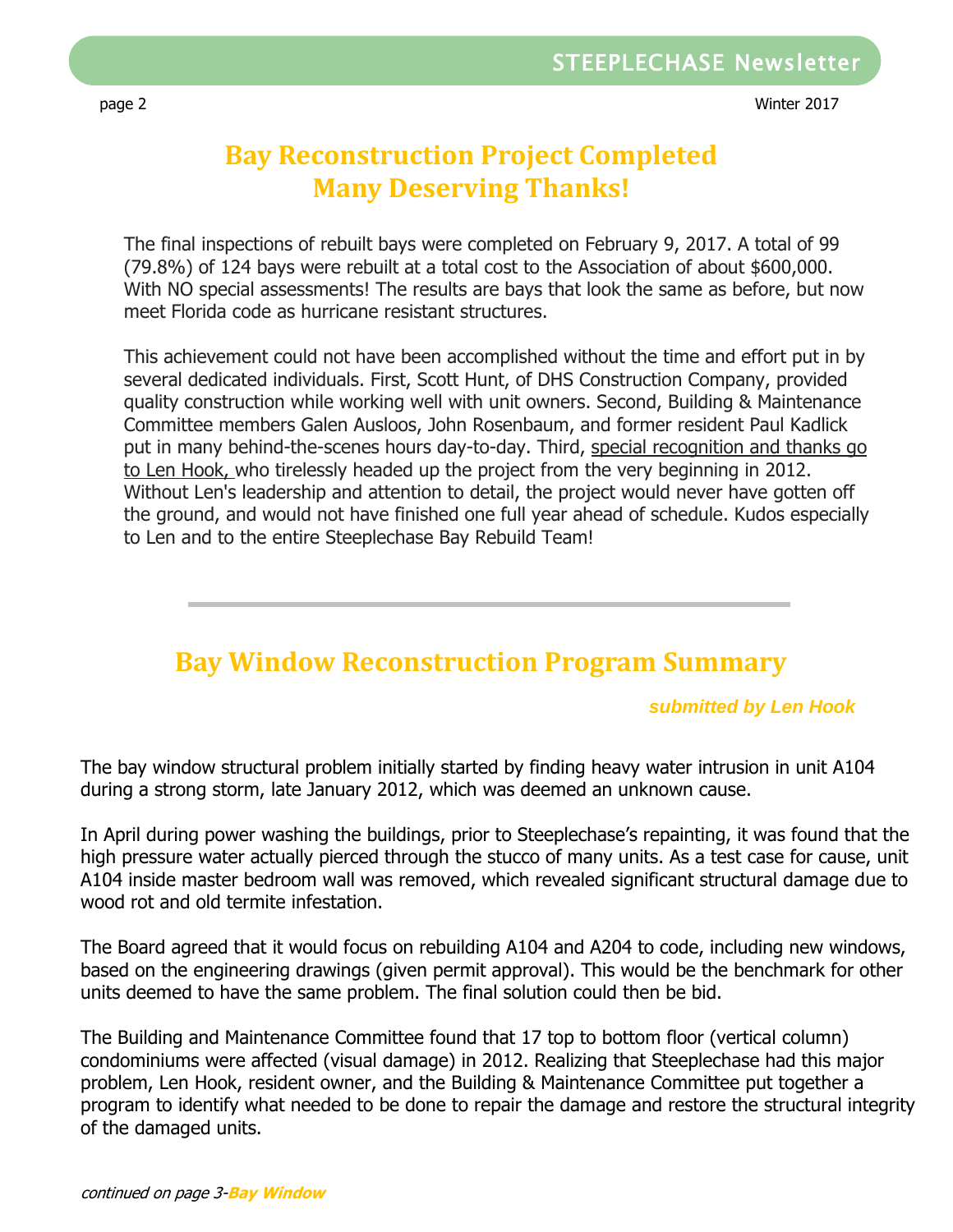# Bay Reconstruction Project Completed
# Many Deserving Thanks!

The final inspections of rebuilt bays were completed on February 9, 2017. A total of 99 (79.8%) of 124 bays were rebuilt at a total cost to the Association of about $600,000. With NO special assessments! The results are bays that look the same as before, but now meet Florida code as hurricane resistant structures.

This achievement could not have been accomplished without the time and effort put in by several dedicated individuals. First, Scott Hunt, of DHS Construction Company, provided quality construction while working well with unit owners. Second, Building & Maintenance Committee members Galen Ausloos, John Rosenbaum, and former resident Paul Kadlick put in many behind-the-scenes hours day-to-day. Third, <u>special recognition and thanks go to Len Hook,</u> who tirelessly headed up the project from the very beginning in 2012. Without Len's leadership and attention to detail, the project would never have gotten off the ground, and would not have finished one full year ahead of schedule. Kudos especially to Len and to the entire Steeplechase Bay Rebuild Team!

---

## Bay Window Reconstruction Program Summary

***submitted by Len Hook***

The bay window structural problem initially started by finding heavy water intrusion in unit A104 during a strong storm, late January 2012, which was deemed an unknown cause.

In April during power washing the buildings, prior to Steeplechase's repainting, it was found that the high pressure water actually pierced through the stucco of many units. As a test case for cause, unit A104 inside master bedroom wall was removed, which revealed significant structural damage due to wood rot and old termite infestation.

The Board agreed that it would focus on rebuilding A104 and A204 to code, including new windows, based on the engineering drawings (given permit approval). This would be the benchmark for other units deemed to have the same problem. The final solution could then be bid.

The Building and Maintenance Committee found that 17 top to bottom floor (vertical column) condominiums were affected (visual damage) in 2012. Realizing that Steeplechase had this major problem, Len Hook, resident owner, and the Building & Maintenance Committee put together a program to identify what needed to be done to repair the damage and restore the structural integrity of the damaged units.

*continued on page 3-**Bay Window***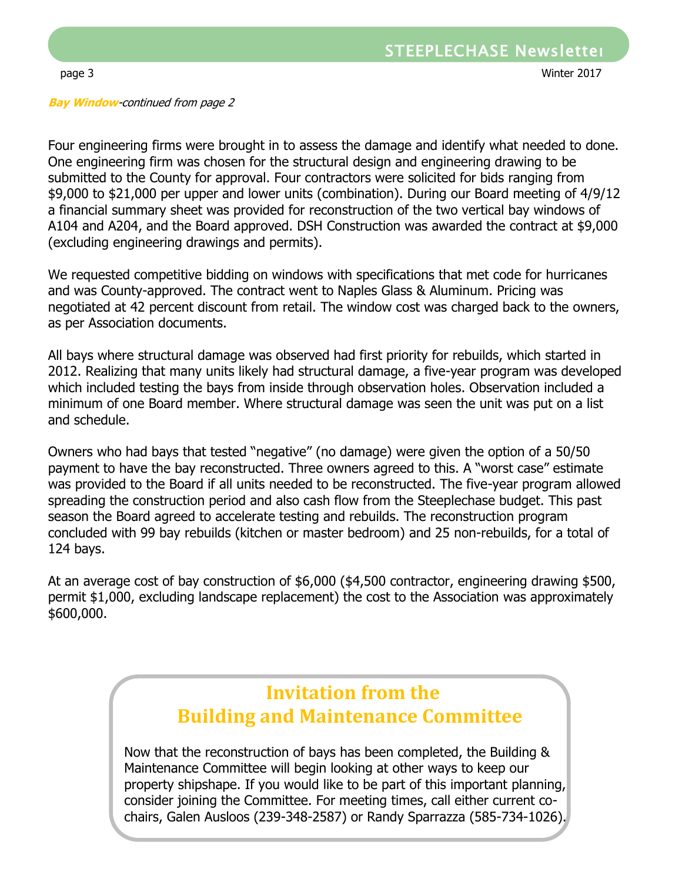***Bay Window****-continued from page 2*

Four engineering firms were brought in to assess the damage and identify what needed to done. One engineering firm was chosen for the structural design and engineering drawing to be submitted to the County for approval. Four contractors were solicited for bids ranging from $9,000 to $21,000 per upper and lower units (combination). During our Board meeting of 4/9/12 a financial summary sheet was provided for reconstruction of the two vertical bay windows of A104 and A204, and the Board approved. DSH Construction was awarded the contract at $9,000 (excluding engineering drawings and permits).

We requested competitive bidding on windows with specifications that met code for hurricanes and was County-approved. The contract went to Naples Glass & Aluminum. Pricing was negotiated at 42 percent discount from retail. The window cost was charged back to the owners, as per Association documents.

All bays where structural damage was observed had first priority for rebuilds, which started in 2012. Realizing that many units likely had structural damage, a five-year program was developed which included testing the bays from inside through observation holes. Observation included a minimum of one Board member. Where structural damage was seen the unit was put on a list and schedule.

Owners who had bays that tested "negative" (no damage) were given the option of a 50/50 payment to have the bay reconstructed. Three owners agreed to this. A "worst case" estimate was provided to the Board if all units needed to be reconstructed. The five-year program allowed spreading the construction period and also cash flow from the Steeplechase budget. This past season the Board agreed to accelerate testing and rebuilds. The reconstruction program concluded with 99 bay rebuilds (kitchen or master bedroom) and 25 non-rebuilds, for a total of 124 bays.

At an average cost of bay construction of $6,000 ($4,500 contractor, engineering drawing $500, permit $1,000, excluding landscape replacement) the cost to the Association was approximately $600,000.

## Invitation from the Building and Maintenance Committee

Now that the reconstruction of bays has been completed, the Building & Maintenance Committee will begin looking at other ways to keep our property shipshape. If you would like to be part of this important planning, consider joining the Committee. For meeting times, call either current co-chairs, Galen Ausloos (239-348-2587) or Randy Sparrazza (585-734-1026).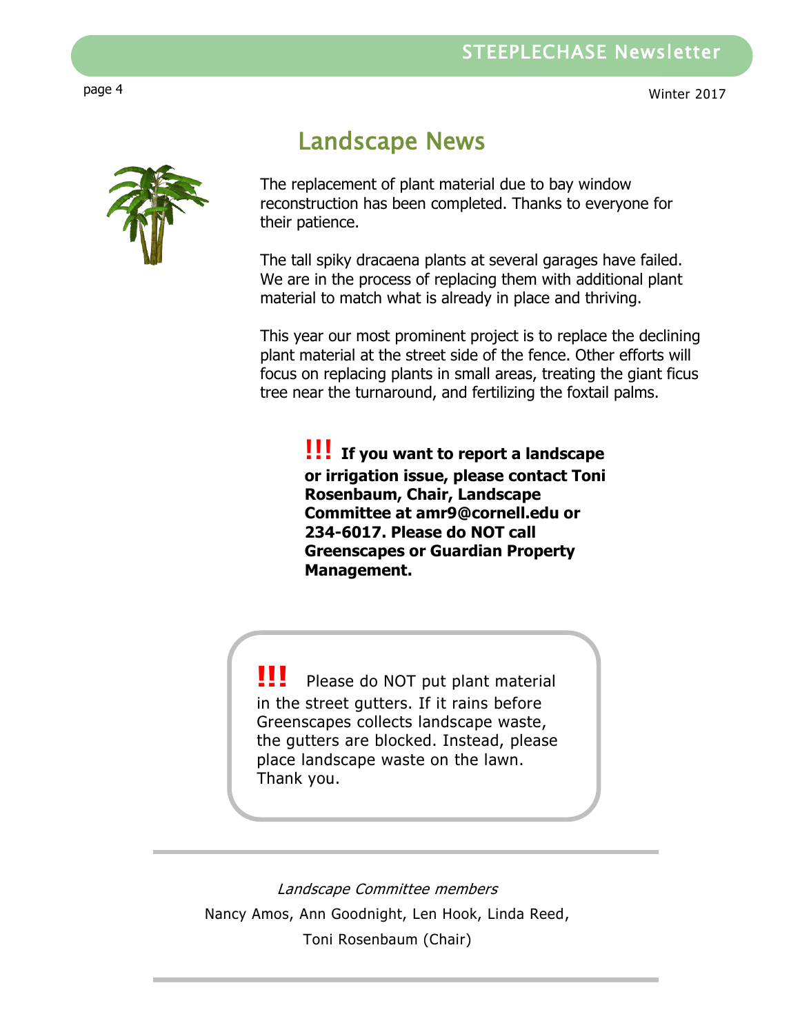# Landscape News

The replacement of plant material due to bay window reconstruction has been completed. Thanks to everyone for their patience.

The tall spiky dracaena plants at several garages have failed. We are in the process of replacing them with additional plant material to match what is already in place and thriving.

This year our most prominent project is to replace the declining plant material at the street side of the fence. Other efforts will focus on replacing plants in small areas, treating the giant ficus tree near the turnaround, and fertilizing the foxtail palms.

**!!! If you want to report a landscape or irrigation issue, please contact Toni Rosenbaum, Chair, Landscape Committee at amr9@cornell.edu or 234-6017. Please do NOT call Greenscapes or Guardian Property Management.**

**!!!** Please do NOT put plant material in the street gutters. If it rains before Greenscapes collects landscape waste, the gutters are blocked. Instead, please place landscape waste on the lawn. Thank you.

---

*Landscape Committee members*

Nancy Amos, Ann Goodnight, Len Hook, Linda Reed, Toni Rosenbaum (Chair)

---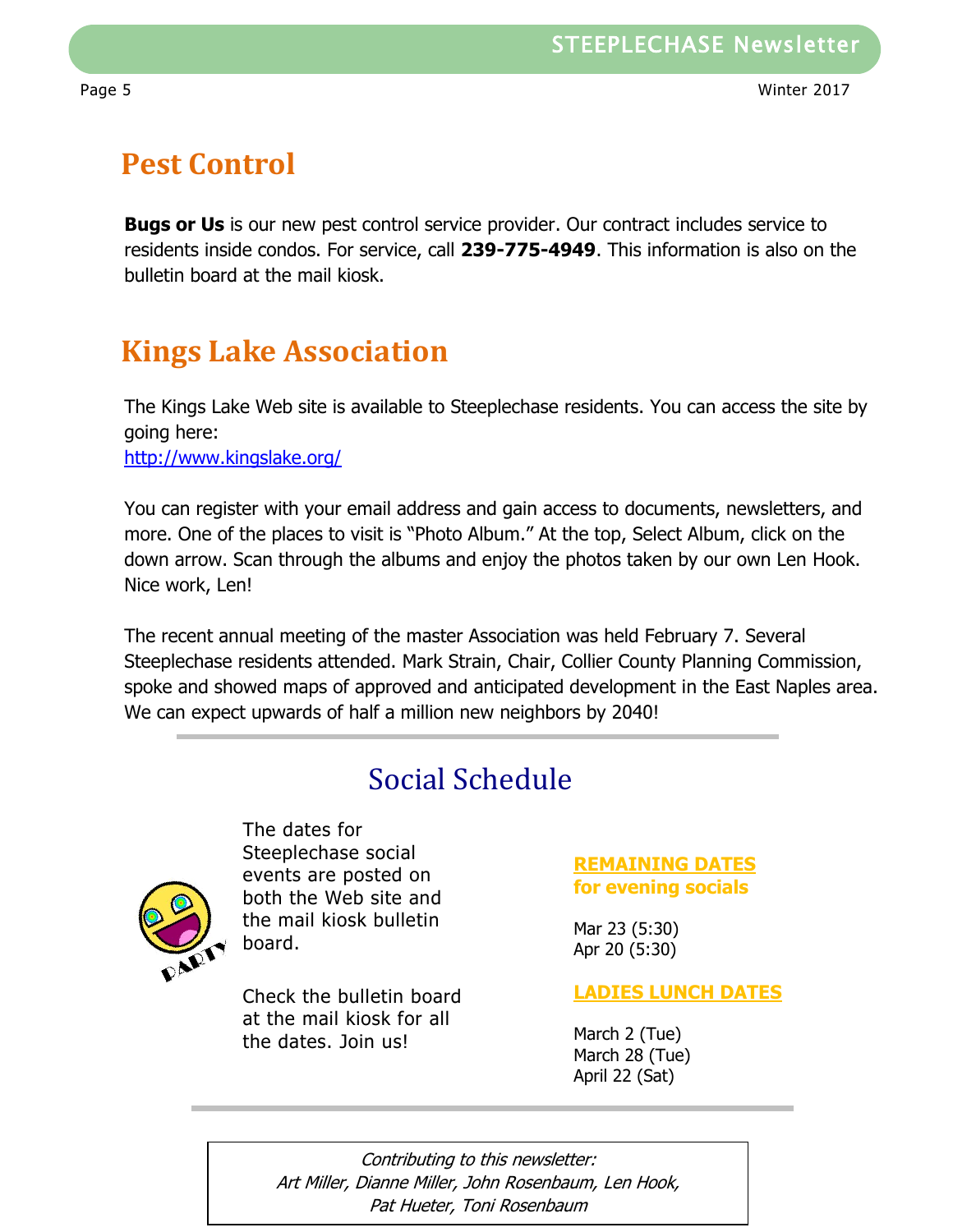## Pest Control

**Bugs or Us** is our new pest control service provider. Our contract includes service to residents inside condos. For service, call **239-775-4949**. This information is also on the bulletin board at the mail kiosk.

## Kings Lake Association

The Kings Lake Web site is available to Steeplechase residents. You can access the site by going here:
[http://www.kingslake.org/](http://www.kingslake.org/)

You can register with your email address and gain access to documents, newsletters, and more. One of the places to visit is “Photo Album.” At the top, Select Album, click on the down arrow. Scan through the albums and enjoy the photos taken by our own Len Hook. Nice work, Len!

The recent annual meeting of the master Association was held February 7. Several Steeplechase residents attended. Mark Strain, Chair, Collier County Planning Commission, spoke and showed maps of approved and anticipated development in the East Naples area. We can expect upwards of half a million new neighbors by 2040!

## Social Schedule

The dates for Steeplechase social events are posted on both the Web site and the mail kiosk bulletin board.

Check the bulletin board at the mail kiosk for all the dates. Join us!

**REMAINING DATES for evening socials**

Mar 23 (5:30)
Apr 20 (5:30)

**LADIES LUNCH DATES**

March 2 (Tue)
March 28 (Tue)
April 22 (Sat)

*Contributing to this newsletter:*
*Art Miller, Dianne Miller, John Rosenbaum, Len Hook, Pat Hueter, Toni Rosenbaum*